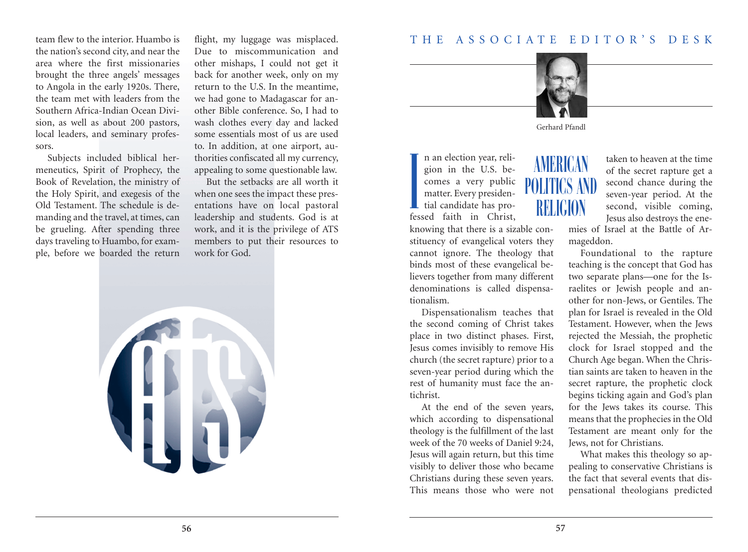team flew to the interior. Huambo is the nation's second city, and near the area where the first missionaries brought the three angels' messages to Angola in the early 1920s. There, the team met with leaders from the Southern Africa-Indian Ocean Division, as well as about 200 pastors, local leaders, and seminary professors.

Subjects included biblical hermeneutics, Spirit of Prophecy, the Book of Revelation, the ministry of the Holy Spirit, and exegesis of the Old Testament. The schedule is demanding and the travel, at times, can be grueling. After spending three days traveling to Huambo, for example, before we boarded the return flight, my luggage was misplaced. Due to miscommunication and other mishaps, I could not get it back for another week, only on my return to the U.S. In the meantime, we had gone to Madagascar for another Bible conference. So, I had to wash clothes every day and lacked some essentials most of us are used to. In addition, at one airport, authorities confiscated all my currency, appealing to some questionable law.

But the setbacks are all worth it when one sees the impact these presentations have on local pastoral leadership and students. God is at work, and it is the privilege of ATS members to put their resources to work for God.

## THE ASSOCIATE EDITOR'S DESK

Gerhard Pfandl

# AMERICAN POLITICS AND RELIGION

In an election year, religion in the U.S. becomes a very public matter. Every presidential candidate has professed faith in Christ, knowing that there is a sizable constituency of evangelical voters they cannot ignore. The theology that binds most of these evangelical believers together from many different denominations is called dispensationalism.

Dispensationalism teaches that the second coming of Christ takes place in two distinct phases. First, Jesus comes invisibly to remove His church (the secret rapture) prior to a seven-year period during which the rest of humanity must face the antichrist.

At the end of the seven years, which according to dispensational theology is the fulfillment of the last week of the 70 weeks of Daniel 9:24, Jesus will again return, but this time visibly to deliver those who became Christians during these seven years. This means those who were not taken to heaven at the time of the secret rapture get a second chance during the seven-year period. At the second, visible coming, Jesus also destroys the enemies of Israel at the Battle of Armageddon.

Foundational to the rapture teaching is the concept that God has two separate plans—one for the Israelites or Jewish people and another for non-Jews, or Gentiles. The plan for Israel is revealed in the Old Testament. However, when the Jews rejected the Messiah, the prophetic clock for Israel stopped and the Church Age began. When the Christian saints are taken to heaven in the secret rapture, the prophetic clock begins ticking again and God's plan for the Jews takes its course. This means that the prophecies in the Old Testament are meant only for the Jews, not for Christians.

What makes this theology so appealing to conservative Christians is the fact that several events that dispensational theologians predicted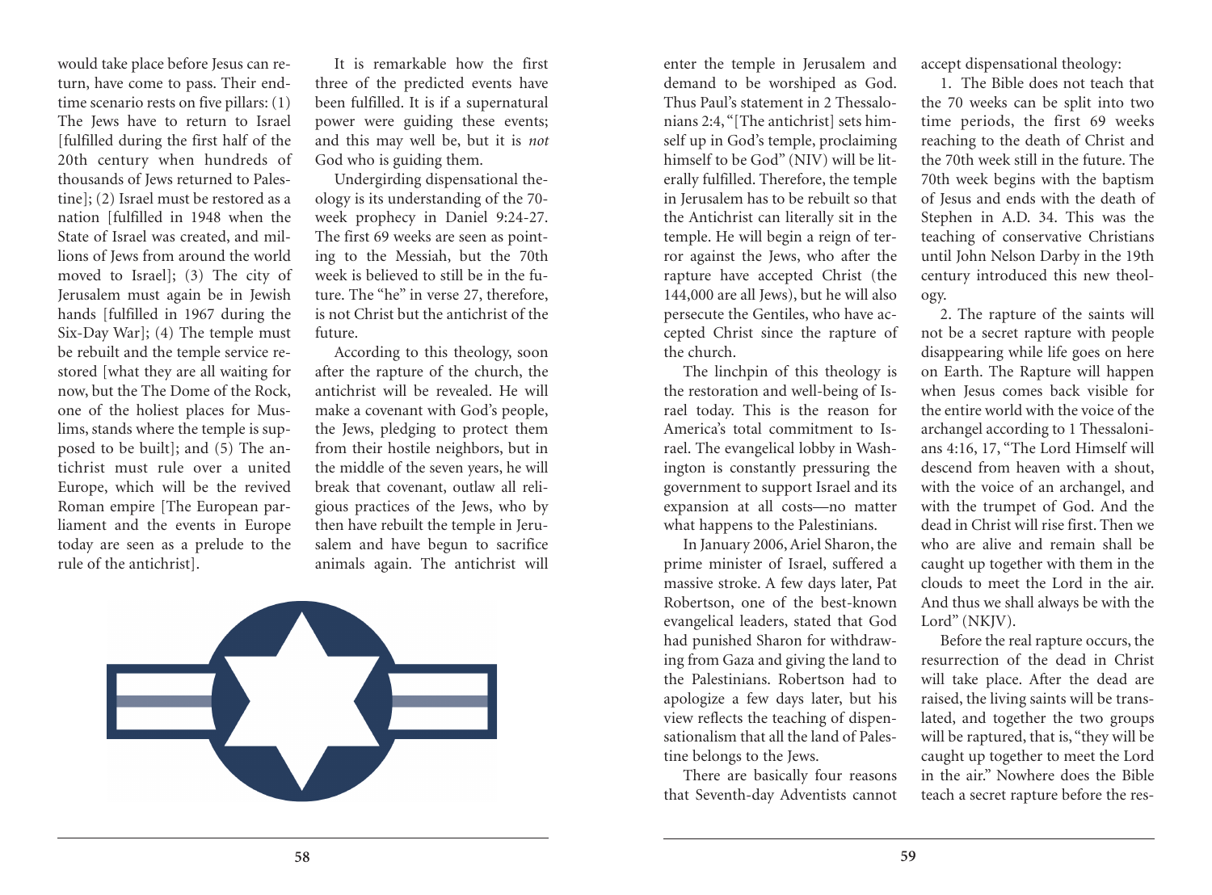would take place before Jesus can return, have come to pass. Their endtime scenario rests on five pillars: (1) The Jews have to return to Israel [fulfilled during the first half of the 20th century when hundreds of thousands of Jews returned to Palestine]; (2) Israel must be restored as a nation [fulfilled in 1948 when the State of Israel was created, and millions of Jews from around the world moved to Israel]; (3) The city of Jerusalem must again be in Jewish hands [fulfilled in 1967 during the Six-Day War]; (4) The temple must be rebuilt and the temple service restored [what they are all waiting for now, but the The Dome of the Rock, one of the holiest places for Muslims, stands where the temple is supposed to be built]; and (5) The antichrist must rule over a united Europe, which will be the revived Roman empire [The European parliament and the events in Europe today are seen as a prelude to the rule of the antichrist].

It is remarkable how the first three of the predicted events have been fulfilled. It is if a supernatural power were guiding these events; and this may well be, but it is *not* God who is guiding them.

Undergirding dispensational theology is its understanding of the 70-week prophecy in Daniel 9:24-27. The first 69 weeks are seen as pointing to the Messiah, but the 70th week is believed to still be in the future. The "he" in verse 27, therefore, is not Christ but the antichrist of the future.

According to this theology, soon after the rapture of the church, the antichrist will be revealed. He will make a covenant with God's people, the Jews, pledging to protect them from their hostile neighbors, but in the middle of the seven years, he will break that covenant, outlaw all religious practices of the Jews, who by then have rebuilt the temple in Jerusalem and have begun to sacrifice animals again. The antichrist will enter the temple in Jerusalem and demand to be worshiped as God. Thus Paul's statement in 2 Thessalonians 2:4, "[The antichrist] sets himself up in God's temple, proclaiming himself to be God" (NIV) will be literally fulfilled. Therefore, the temple in Jerusalem has to be rebuilt so that the Antichrist can literally sit in the temple. He will begin a reign of terror against the Jews, who after the rapture have accepted Christ (the 144,000 are all Jews), but he will also persecute the Gentiles, who have accepted Christ since the rapture of the church.

The linchpin of this theology is the restoration and well-being of Israel today. This is the reason for America's total commitment to Israel. The evangelical lobby in Washington is constantly pressuring the government to support Israel and its expansion at all costs—no matter what happens to the Palestinians.

In January 2006, Ariel Sharon, the prime minister of Israel, suffered a massive stroke. A few days later, Pat Robertson, one of the best-known evangelical leaders, stated that God had punished Sharon for withdrawing from Gaza and giving the land to the Palestinians. Robertson had to apologize a few days later, but his view reflects the teaching of dispensationalism that all the land of Palestine belongs to the Jews.

There are basically four reasons that Seventh-day Adventists cannot accept dispensational theology:

1. The Bible does not teach that the 70 weeks can be split into two time periods, the first 69 weeks reaching to the death of Christ and the 70th week still in the future. The 70th week begins with the baptism of Jesus and ends with the death of Stephen in A.D. 34. This was the teaching of conservative Christians until John Nelson Darby in the 19th century introduced this new theology.

2. The rapture of the saints will not be a secret rapture with people disappearing while life goes on here on Earth. The Rapture will happen when Jesus comes back visible for the entire world with the voice of the archangel according to 1 Thessalonians 4:16, 17, "The Lord Himself will descend from heaven with a shout, with the voice of an archangel, and with the trumpet of God. And the dead in Christ will rise first. Then we who are alive and remain shall be caught up together with them in the clouds to meet the Lord in the air. And thus we shall always be with the Lord" (NKJV).

Before the real rapture occurs, the resurrection of the dead in Christ will take place. After the dead are raised, the living saints will be translated, and together the two groups will be raptured, that is, "they will be caught up together to meet the Lord in the air." Nowhere does the Bible teach a secret rapture before the res-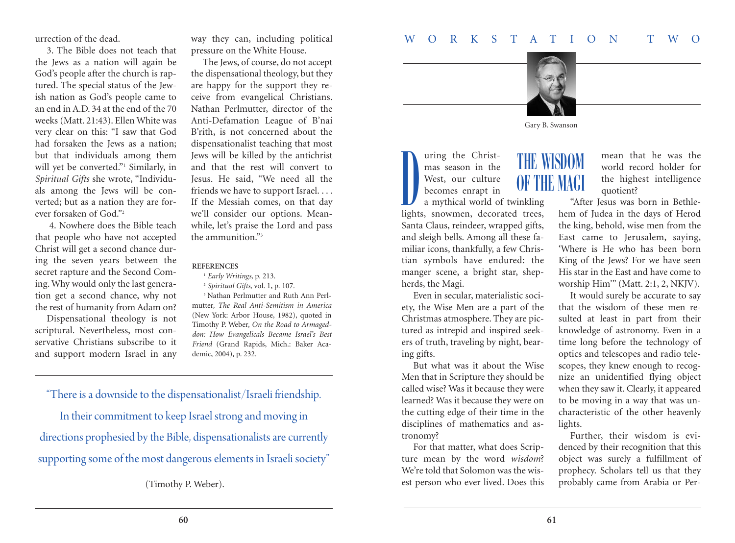urrection of the dead.

3. The Bible does not teach that the Jews as a nation will again be God's people after the church is raptured. The special status of the Jewish nation as God's people came to an end in A.D. 34 at the end of the 70 weeks (Matt. 21:43). Ellen White was very clear on this: "I saw that God had forsaken the Jews as a nation; but that individuals among them will yet be converted."[1] Similarly, in *Spiritual Gifts* she wrote, "Individuals among the Jews will be converted; but as a nation they are forever forsaken of God."[2]

4. Nowhere does the Bible teach that people who have not accepted Christ will get a second chance during the seven years between the secret rapture and the Second Coming. Why would only the last generation get a second chance, why not the rest of humanity from Adam on?

Dispensational theology is not scriptural. Nevertheless, most conservative Christians subscribe to it and support modern Israel in any way they can, including political pressure on the White House.

The Jews, of course, do not accept the dispensational theology, but they are happy for the support they receive from evangelical Christians. Nathan Perlmutter, director of the Anti-Defamation League of B'nai B'rith, is not concerned about the dispensationalist teaching that most Jews will be killed by the antichrist and that the rest will convert to Jesus. He said, "We need all the friends we have to support Israel. . . . If the Messiah comes, on that day we'll consider our options. Meanwhile, let's praise the Lord and pass the ammunition."[3]

**REFERENCES**

[1] *Early Writings,* p. 213.

[2] *Spiritual Gifts,* vol. 1, p. 107.

[3] Nathan Perlmutter and Ruth Ann Perlmutter, *The Real Anti-Semitism in America* (New York: Arbor House, 1982), quoted in Timothy P. Weber, *On the Road to Armageddon: How Evangelicals Became Israel's Best Friend* (Grand Rapids, Mich.: Baker Academic, 2004), p. 232.

"There is a downside to the dispensationalist/Israeli friendship. In their commitment to keep Israel strong and moving in directions prophesied by the Bible, dispensationalists are currently supporting some of the most dangerous elements in Israeli society"

(Timothy P. Weber).

WORKSTATION TWO

Gary B. Swanson

# THE WISDOM OF THE MAGI

During the Christmas season in the West, our culture becomes enrapt in a mythical world of twinkling lights, snowmen, decorated trees, Santa Claus, reindeer, wrapped gifts, and sleigh bells. Among all these familiar icons, thankfully, a few Christian symbols have endured: the manger scene, a bright star, shepherds, the Magi.

Even in secular, materialistic society, the Wise Men are a part of the Christmas atmosphere. They are pictured as intrepid and inspired seekers of truth, traveling by night, bearing gifts.

But what was it about the Wise Men that in Scripture they should be called wise? Was it because they were learned? Was it because they were on the cutting edge of their time in the disciplines of mathematics and astronomy?

For that matter, what does Scripture mean by the word *wisdom*? We're told that Solomon was the wisest person who ever lived. Does this mean that he was the world record holder for the highest intelligence quotient?

"After Jesus was born in Bethlehem of Judea in the days of Herod the king, behold, wise men from the East came to Jerusalem, saying, 'Where is He who has been born King of the Jews? For we have seen His star in the East and have come to worship Him'" (Matt. 2:1, 2, NKJV).

It would surely be accurate to say that the wisdom of these men resulted at least in part from their knowledge of astronomy. Even in a time long before the technology of optics and telescopes and radio telescopes, they knew enough to recognize an unidentified flying object when they saw it. Clearly, it appeared to be moving in a way that was uncharacteristic of the other heavenly lights.

Further, their wisdom is evidenced by their recognition that this object was surely a fulfillment of prophecy. Scholars tell us that they probably came from Arabia or Per-